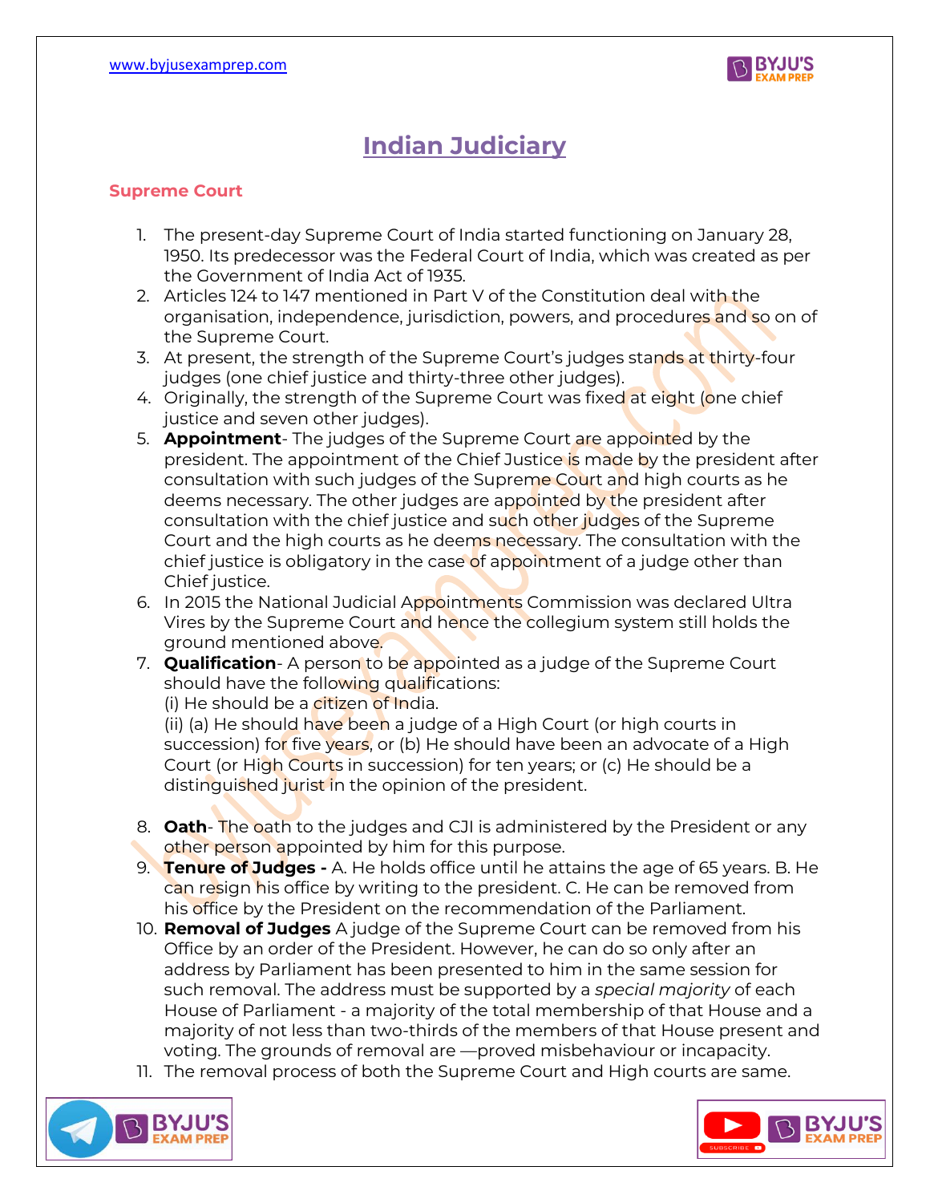# Indian Judiciary

## Supreme Court

1. The present-day Supreme Court of India started functioning on January 28, 1950. Its predecessor was the Federal Court of India, which was created as per the Government of India Act of 1935.
2. Articles 124 to 147 mentioned in Part V of the Constitution deal with the organisation, independence, jurisdiction, powers, and procedures and so on of the Supreme Court.
3. At present, the strength of the Supreme Court's judges stands at thirty-four judges (one chief justice and thirty-three other judges).
4. Originally, the strength of the Supreme Court was fixed at eight (one chief justice and seven other judges).
5. **Appointment**- The judges of the Supreme Court are appointed by the president. The appointment of the Chief Justice is made by the president after consultation with such judges of the Supreme Court and high courts as he deems necessary. The other judges are appointed by the president after consultation with the chief justice and such other judges of the Supreme Court and the high courts as he deems necessary. The consultation with the chief justice is obligatory in the case of appointment of a judge other than Chief justice.
6. In 2015 the National Judicial Appointments Commission was declared Ultra Vires by the Supreme Court and hence the collegium system still holds the ground mentioned above.
7. **Qualification**- A person to be appointed as a judge of the Supreme Court should have the following qualifications:
   (i) He should be a citizen of India.
   (ii) (a) He should have been a judge of a High Court (or high courts in succession) for five years, or (b) He should have been an advocate of a High Court (or High Courts in succession) for ten years; or (c) He should be a distinguished jurist in the opinion of the president.
8. **Oath**- The oath to the judges and CJI is administered by the President or any other person appointed by him for this purpose.
9. **Tenure of Judges -** A. He holds office until he attains the age of 65 years. B. He can resign his office by writing to the president. C. He can be removed from his office by the President on the recommendation of the Parliament.
10. **Removal of Judges** A judge of the Supreme Court can be removed from his Office by an order of the President. However, he can do so only after an address by Parliament has been presented to him in the same session for such removal. The address must be supported by a *special majority* of each House of Parliament - a majority of the total membership of that House and a majority of not less than two-thirds of the members of that House present and voting. The grounds of removal are —proved misbehaviour or incapacity.
11. The removal process of both the Supreme Court and High courts are same.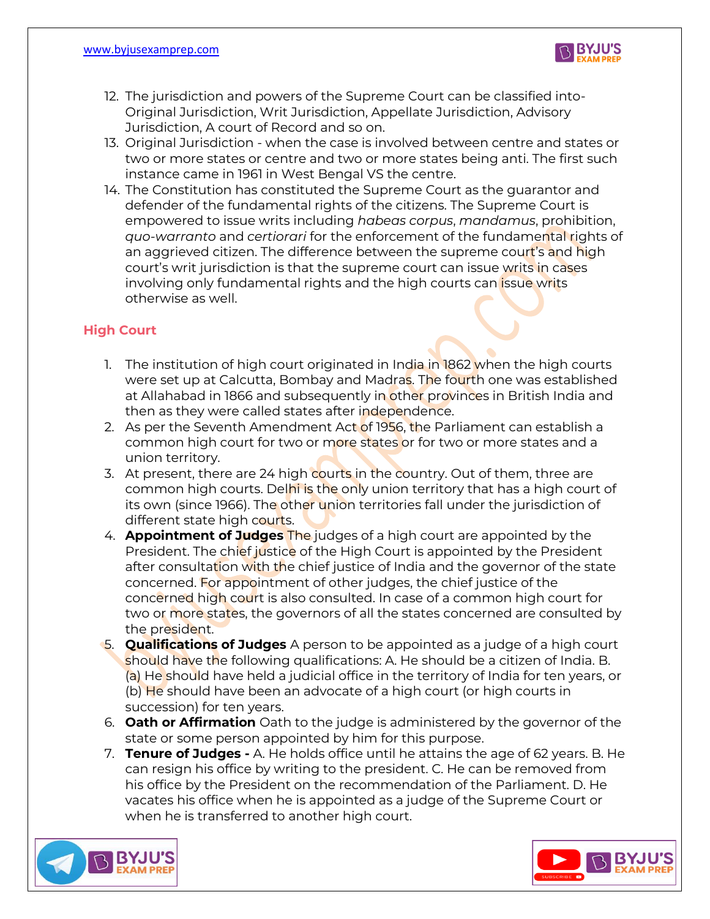12. The jurisdiction and powers of the Supreme Court can be classified into- Original Jurisdiction, Writ Jurisdiction, Appellate Jurisdiction, Advisory Jurisdiction, A court of Record and so on.
13. Original Jurisdiction - when the case is involved between centre and states or two or more states or centre and two or more states being anti. The first such instance came in 1961 in West Bengal VS the centre.
14. The Constitution has constituted the Supreme Court as the guarantor and defender of the fundamental rights of the citizens. The Supreme Court is empowered to issue writs including *habeas corpus*, *mandamus*, prohibition, *quo-warranto* and *certiorari* for the enforcement of the fundamental rights of an aggrieved citizen. The difference between the supreme court's and high court's writ jurisdiction is that the supreme court can issue writs in cases involving only fundamental rights and the high courts can issue writs otherwise as well.

## High Court

1. The institution of high court originated in India in 1862 when the high courts were set up at Calcutta, Bombay and Madras. The fourth one was established at Allahabad in 1866 and subsequently in other provinces in British India and then as they were called states after independence.
2. As per the Seventh Amendment Act of 1956, the Parliament can establish a common high court for two or more states or for two or more states and a union territory.
3. At present, there are 24 high courts in the country. Out of them, three are common high courts. Delhi is the only union territory that has a high court of its own (since 1966). The other union territories fall under the jurisdiction of different state high courts.
4. **Appointment of Judges** The judges of a high court are appointed by the President. The chief justice of the High Court is appointed by the President after consultation with the chief justice of India and the governor of the state concerned. For appointment of other judges, the chief justice of the concerned high court is also consulted. In case of a common high court for two or more states, the governors of all the states concerned are consulted by the president.
5. **Qualifications of Judges** A person to be appointed as a judge of a high court should have the following qualifications: A. He should be a citizen of India. B. (a) He should have held a judicial office in the territory of India for ten years, or (b) He should have been an advocate of a high court (or high courts in succession) for ten years.
6. **Oath or Affirmation** Oath to the judge is administered by the governor of the state or some person appointed by him for this purpose.
7. **Tenure of Judges -** A. He holds office until he attains the age of 62 years. B. He can resign his office by writing to the president. C. He can be removed from his office by the President on the recommendation of the Parliament. D. He vacates his office when he is appointed as a judge of the Supreme Court or when he is transferred to another high court.